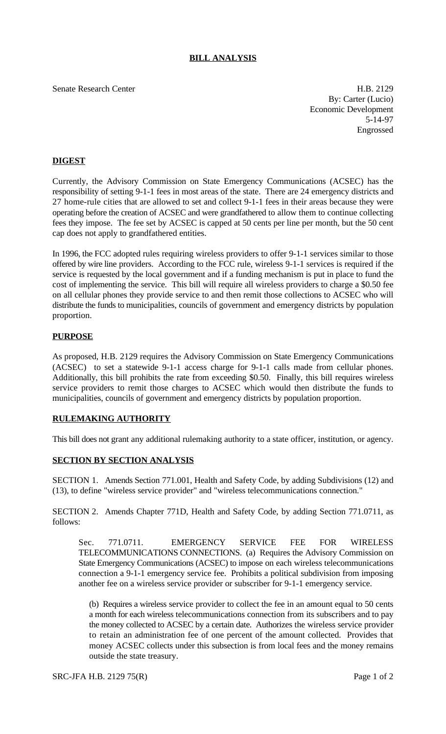# BILL ANALYSIS

Senate Research Center

H.B. 2129
By: Carter (Lucio)
Economic Development
5-14-97
Engrossed

## DIGEST

Currently, the Advisory Commission on State Emergency Communications (ACSEC) has the responsibility of setting 9-1-1 fees in most areas of the state. There are 24 emergency districts and 27 home-rule cities that are allowed to set and collect 9-1-1 fees in their areas because they were operating before the creation of ACSEC and were grandfathered to allow them to continue collecting fees they impose. The fee set by ACSEC is capped at 50 cents per line per month, but the 50 cent cap does not apply to grandfathered entities.

In 1996, the FCC adopted rules requiring wireless providers to offer 9-1-1 services similar to those offered by wire line providers. According to the FCC rule, wireless 9-1-1 services is required if the service is requested by the local government and if a funding mechanism is put in place to fund the cost of implementing the service. This bill will require all wireless providers to charge a $0.50 fee on all cellular phones they provide service to and then remit those collections to ACSEC who will distribute the funds to municipalities, councils of government and emergency districts by population proportion.

## PURPOSE

As proposed, H.B. 2129 requires the Advisory Commission on State Emergency Communications (ACSEC) to set a statewide 9-1-1 access charge for 9-1-1 calls made from cellular phones. Additionally, this bill prohibits the rate from exceeding $0.50. Finally, this bill requires wireless service providers to remit those charges to ACSEC which would then distribute the funds to municipalities, councils of government and emergency districts by population proportion.

## RULEMAKING AUTHORITY

This bill does not grant any additional rulemaking authority to a state officer, institution, or agency.

## SECTION BY SECTION ANALYSIS

SECTION 1. Amends Section 771.001, Health and Safety Code, by adding Subdivisions (12) and (13), to define "wireless service provider" and "wireless telecommunications connection."

SECTION 2. Amends Chapter 771D, Health and Safety Code, by adding Section 771.0711, as follows:

> Sec. 771.0711. EMERGENCY SERVICE FEE FOR WIRELESS TELECOMMUNICATIONS CONNECTIONS. (a) Requires the Advisory Commission on State Emergency Communications (ACSEC) to impose on each wireless telecommunications connection a 9-1-1 emergency service fee. Prohibits a political subdivision from imposing another fee on a wireless service provider or subscriber for 9-1-1 emergency service.
>
> (b) Requires a wireless service provider to collect the fee in an amount equal to 50 cents a month for each wireless telecommunications connection from its subscribers and to pay the money collected to ACSEC by a certain date. Authorizes the wireless service provider to retain an administration fee of one percent of the amount collected. Provides that money ACSEC collects under this subsection is from local fees and the money remains outside the state treasury.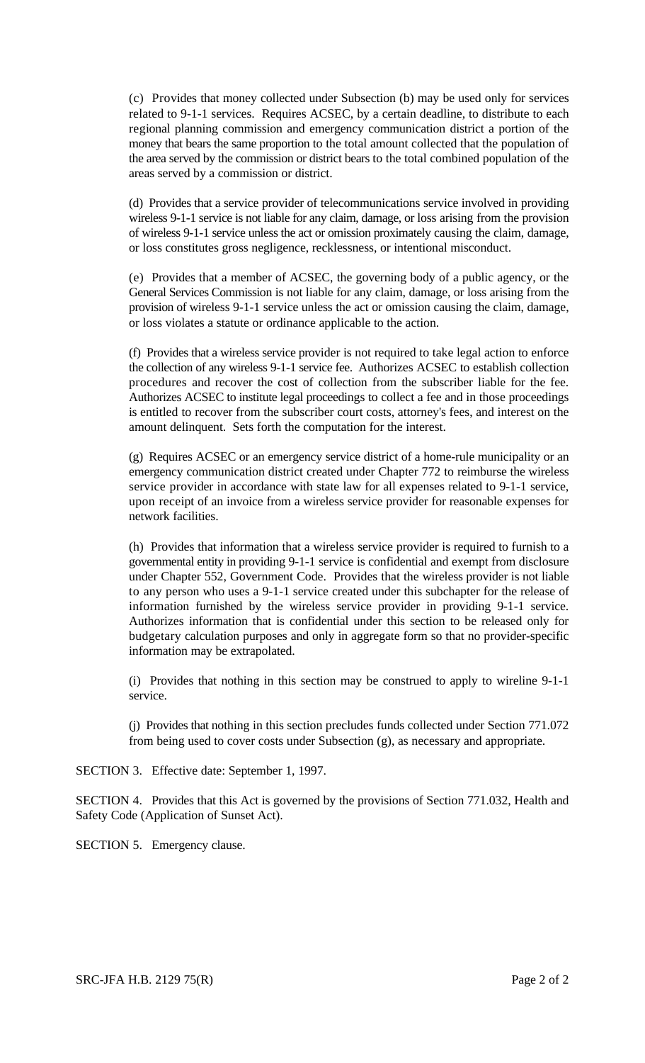(c) Provides that money collected under Subsection (b) may be used only for services related to 9-1-1 services. Requires ACSEC, by a certain deadline, to distribute to each regional planning commission and emergency communication district a portion of the money that bears the same proportion to the total amount collected that the population of the area served by the commission or district bears to the total combined population of the areas served by a commission or district.

(d) Provides that a service provider of telecommunications service involved in providing wireless 9-1-1 service is not liable for any claim, damage, or loss arising from the provision of wireless 9-1-1 service unless the act or omission proximately causing the claim, damage, or loss constitutes gross negligence, recklessness, or intentional misconduct.

(e) Provides that a member of ACSEC, the governing body of a public agency, or the General Services Commission is not liable for any claim, damage, or loss arising from the provision of wireless 9-1-1 service unless the act or omission causing the claim, damage, or loss violates a statute or ordinance applicable to the action.

(f) Provides that a wireless service provider is not required to take legal action to enforce the collection of any wireless 9-1-1 service fee. Authorizes ACSEC to establish collection procedures and recover the cost of collection from the subscriber liable for the fee. Authorizes ACSEC to institute legal proceedings to collect a fee and in those proceedings is entitled to recover from the subscriber court costs, attorney's fees, and interest on the amount delinquent. Sets forth the computation for the interest.

(g) Requires ACSEC or an emergency service district of a home-rule municipality or an emergency communication district created under Chapter 772 to reimburse the wireless service provider in accordance with state law for all expenses related to 9-1-1 service, upon receipt of an invoice from a wireless service provider for reasonable expenses for network facilities.

(h) Provides that information that a wireless service provider is required to furnish to a governmental entity in providing 9-1-1 service is confidential and exempt from disclosure under Chapter 552, Government Code. Provides that the wireless provider is not liable to any person who uses a 9-1-1 service created under this subchapter for the release of information furnished by the wireless service provider in providing 9-1-1 service. Authorizes information that is confidential under this section to be released only for budgetary calculation purposes and only in aggregate form so that no provider-specific information may be extrapolated.

(i) Provides that nothing in this section may be construed to apply to wireline 9-1-1 service.

(j) Provides that nothing in this section precludes funds collected under Section 771.072 from being used to cover costs under Subsection (g), as necessary and appropriate.

SECTION 3. Effective date: September 1, 1997.

SECTION 4. Provides that this Act is governed by the provisions of Section 771.032, Health and Safety Code (Application of Sunset Act).

SECTION 5. Emergency clause.